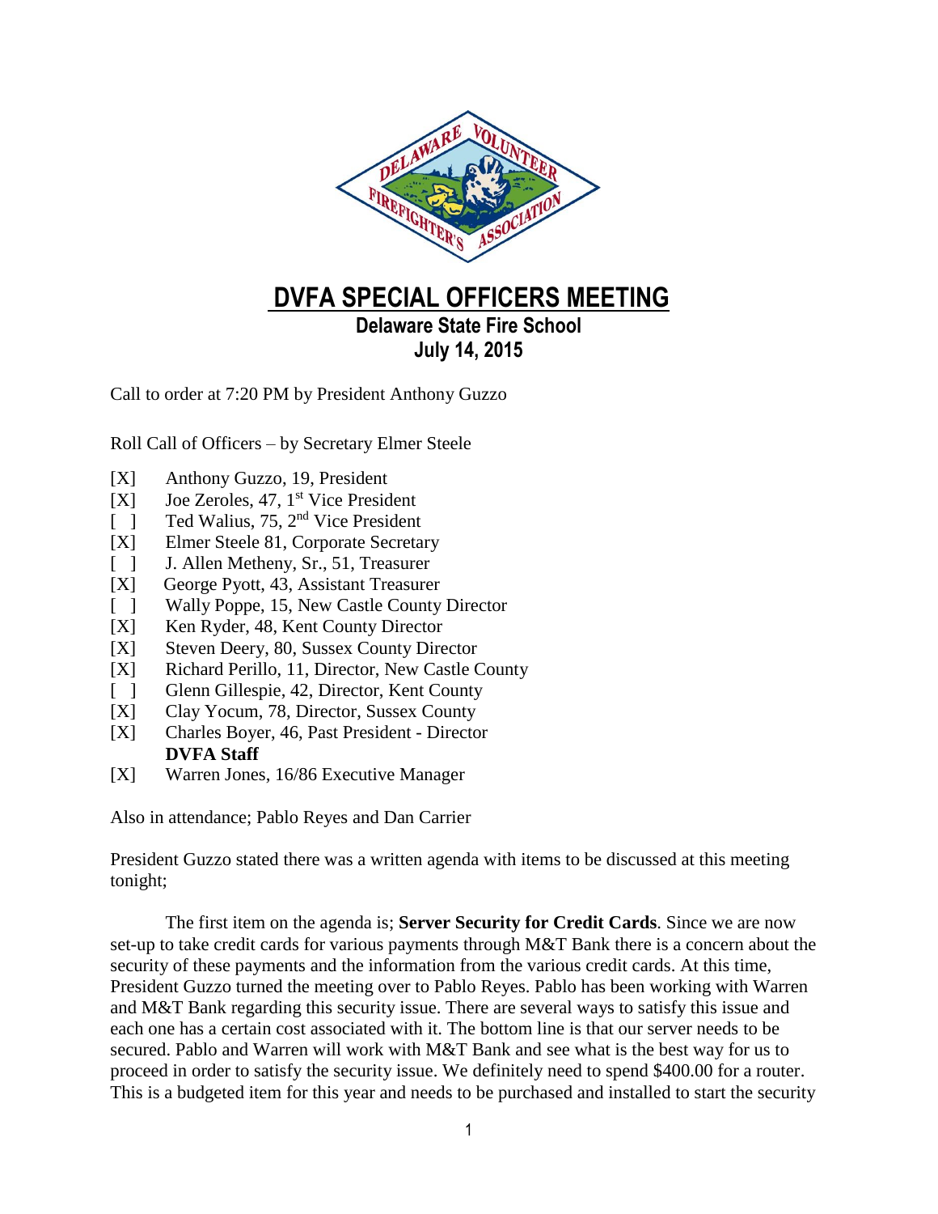# DVFA SPECIAL OFFICERS MEETING

**Delaware State Fire School**
**July 14, 2015**

Call to order at 7:20 PM by President Anthony Guzzo

Roll Call of Officers – by Secretary Elmer Steele

[X] Anthony Guzzo, 19, President
[X] Joe Zeroles, 47, 1st Vice President
[ ] Ted Walius, 75, 2nd Vice President
[X] Elmer Steele 81, Corporate Secretary
[ ] J. Allen Metheny, Sr., 51, Treasurer
[X] George Pyott, 43, Assistant Treasurer
[ ] Wally Poppe, 15, New Castle County Director
[X] Ken Ryder, 48, Kent County Director
[X] Steven Deery, 80, Sussex County Director
[X] Richard Perillo, 11, Director, New Castle County
[ ] Glenn Gillespie, 42, Director, Kent County
[X] Clay Yocum, 78, Director, Sussex County
[X] Charles Boyer, 46, Past President - Director

**DVFA Staff**

[X] Warren Jones, 16/86 Executive Manager

Also in attendance; Pablo Reyes and Dan Carrier

President Guzzo stated there was a written agenda with items to be discussed at this meeting tonight;

The first item on the agenda is; **Server Security for Credit Cards**. Since we are now set-up to take credit cards for various payments through M&T Bank there is a concern about the security of these payments and the information from the various credit cards. At this time, President Guzzo turned the meeting over to Pablo Reyes. Pablo has been working with Warren and M&T Bank regarding this security issue. There are several ways to satisfy this issue and each one has a certain cost associated with it. The bottom line is that our server needs to be secured. Pablo and Warren will work with M&T Bank and see what is the best way for us to proceed in order to satisfy the security issue. We definitely need to spend $400.00 for a router. This is a budgeted item for this year and needs to be purchased and installed to start the security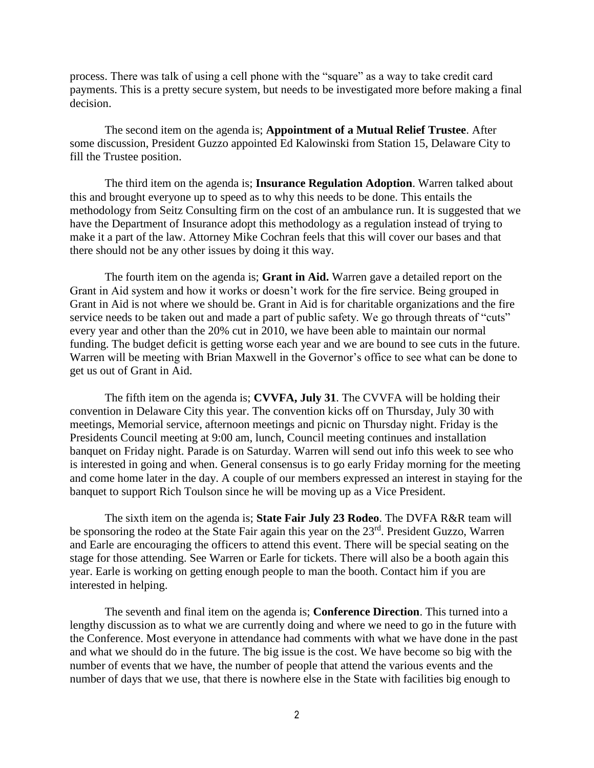process. There was talk of using a cell phone with the "square" as a way to take credit card payments. This is a pretty secure system, but needs to be investigated more before making a final decision.

The second item on the agenda is; **Appointment of a Mutual Relief Trustee**. After some discussion, President Guzzo appointed Ed Kalowinski from Station 15, Delaware City to fill the Trustee position.

The third item on the agenda is; **Insurance Regulation Adoption**. Warren talked about this and brought everyone up to speed as to why this needs to be done. This entails the methodology from Seitz Consulting firm on the cost of an ambulance run. It is suggested that we have the Department of Insurance adopt this methodology as a regulation instead of trying to make it a part of the law. Attorney Mike Cochran feels that this will cover our bases and that there should not be any other issues by doing it this way.

The fourth item on the agenda is; **Grant in Aid.** Warren gave a detailed report on the Grant in Aid system and how it works or doesn't work for the fire service. Being grouped in Grant in Aid is not where we should be. Grant in Aid is for charitable organizations and the fire service needs to be taken out and made a part of public safety. We go through threats of "cuts" every year and other than the 20% cut in 2010, we have been able to maintain our normal funding. The budget deficit is getting worse each year and we are bound to see cuts in the future. Warren will be meeting with Brian Maxwell in the Governor's office to see what can be done to get us out of Grant in Aid.

The fifth item on the agenda is; **CVVFA, July 31**. The CVVFA will be holding their convention in Delaware City this year. The convention kicks off on Thursday, July 30 with meetings, Memorial service, afternoon meetings and picnic on Thursday night. Friday is the Presidents Council meeting at 9:00 am, lunch, Council meeting continues and installation banquet on Friday night. Parade is on Saturday. Warren will send out info this week to see who is interested in going and when. General consensus is to go early Friday morning for the meeting and come home later in the day. A couple of our members expressed an interest in staying for the banquet to support Rich Toulson since he will be moving up as a Vice President.

The sixth item on the agenda is; **State Fair July 23 Rodeo**. The DVFA R&R team will be sponsoring the rodeo at the State Fair again this year on the 23rd. President Guzzo, Warren and Earle are encouraging the officers to attend this event. There will be special seating on the stage for those attending. See Warren or Earle for tickets. There will also be a booth again this year. Earle is working on getting enough people to man the booth. Contact him if you are interested in helping.

The seventh and final item on the agenda is; **Conference Direction**. This turned into a lengthy discussion as to what we are currently doing and where we need to go in the future with the Conference. Most everyone in attendance had comments with what we have done in the past and what we should do in the future. The big issue is the cost. We have become so big with the number of events that we have, the number of people that attend the various events and the number of days that we use, that there is nowhere else in the State with facilities big enough to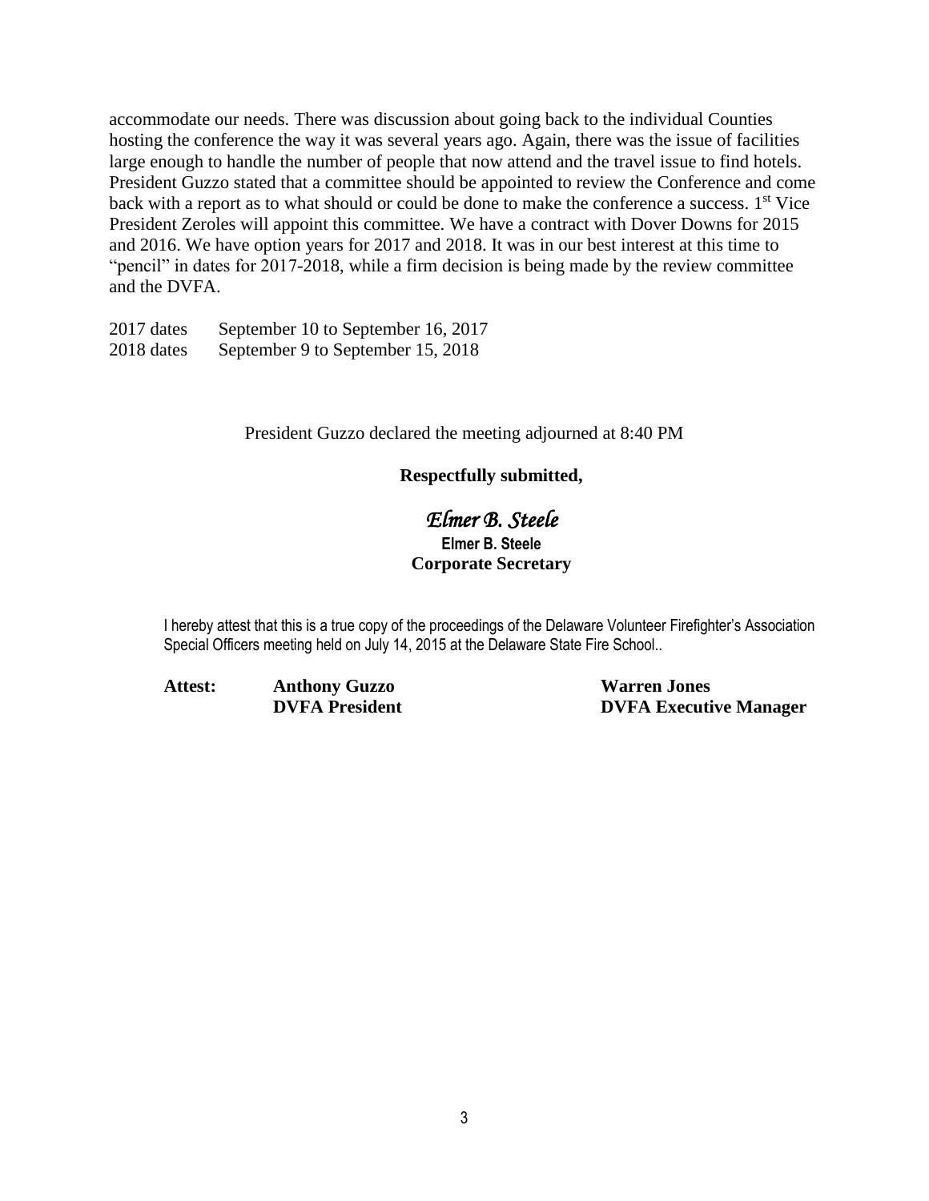accommodate our needs. There was discussion about going back to the individual Counties hosting the conference the way it was several years ago. Again, there was the issue of facilities large enough to handle the number of people that now attend and the travel issue to find hotels. President Guzzo stated that a committee should be appointed to review the Conference and come back with a report as to what should or could be done to make the conference a success. 1st Vice President Zeroles will appoint this committee. We have a contract with Dover Downs for 2015 and 2016. We have option years for 2017 and 2018. It was in our best interest at this time to "pencil" in dates for 2017-2018, while a firm decision is being made by the review committee and the DVFA.

| | |
|---|---|
| 2017 dates | September 10 to September 16, 2017 |
| 2018 dates | September 9 to September 15, 2018 |

President Guzzo declared the meeting adjourned at 8:40 PM

**Respectfully submitted,**

*Elmer B. Steele*

**Elmer B. Steele**
**Corporate Secretary**

I hereby attest that this is a true copy of the proceedings of the Delaware Volunteer Firefighter's Association Special Officers meeting held on July 14, 2015 at the Delaware State Fire School..

**Attest:** **Anthony Guzzo** **DVFA President**

**Warren Jones** **DVFA Executive Manager**